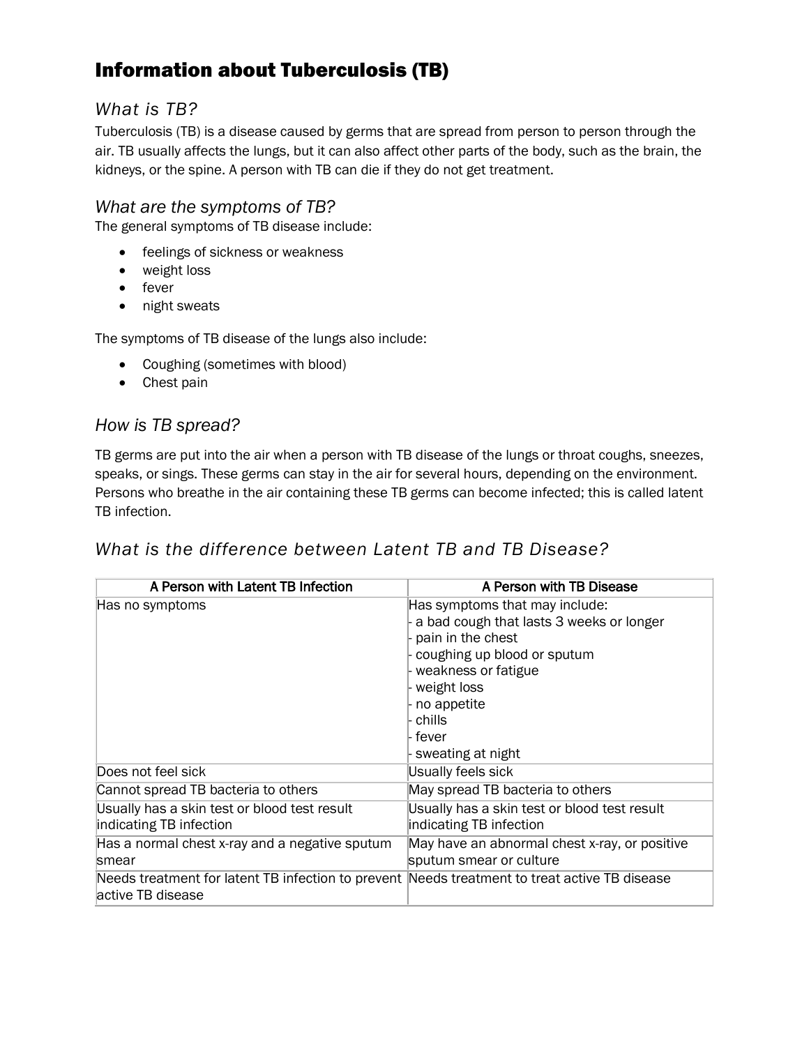# Information about Tuberculosis (TB)

## *What is TB?*

Tuberculosis (TB) is a disease caused by germs that are spread from person to person through the air. TB usually affects the lungs, but it can also affect other parts of the body, such as the brain, the kidneys, or the spine. A person with TB can die if they do not get treatment.

## *What are the symptoms of TB?*

The general symptoms of TB disease include:

- feelings of sickness or weakness
- weight loss
- fever
- night sweats

The symptoms of TB disease of the lungs also include:

- Coughing (sometimes with blood)
- Chest pain

## *How is TB spread?*

TB germs are put into the air when a person with TB disease of the lungs or throat coughs, sneezes, speaks, or sings. These germs can stay in the air for several hours, depending on the environment. Persons who breathe in the air containing these TB germs can become infected; this is called latent TB infection.

## *What is the difference between Latent TB and TB Disease?*

| A Person with Latent TB Infection | A Person with TB Disease |
| --- | --- |
| Has no symptoms | Has symptoms that may include:<br>- a bad cough that lasts 3 weeks or longer<br>- pain in the chest<br>- coughing up blood or sputum<br>- weakness or fatigue<br>- weight loss<br>- no appetite<br>- chills<br>- fever<br>- sweating at night |
| Does not feel sick | Usually feels sick |
| Cannot spread TB bacteria to others | May spread TB bacteria to others |
| Usually has a skin test or blood test result indicating TB infection | Usually has a skin test or blood test result indicating TB infection |
| Has a normal chest x-ray and a negative sputum smear | May have an abnormal chest x-ray, or positive sputum smear or culture |
| Needs treatment for latent TB infection to prevent active TB disease | Needs treatment to treat active TB disease |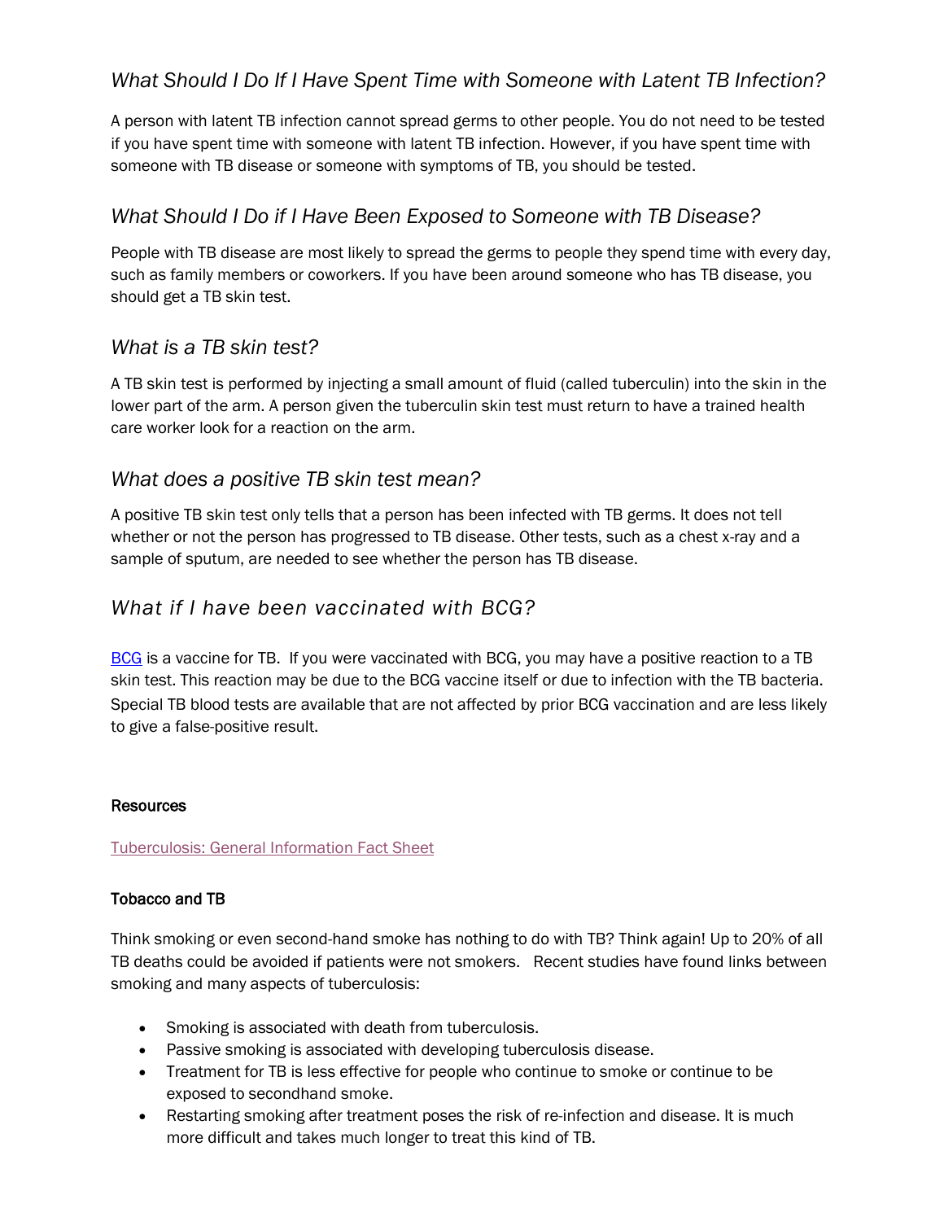## *What Should I Do If I Have Spent Time with Someone with Latent TB Infection?*

A person with latent TB infection cannot spread germs to other people. You do not need to be tested if you have spent time with someone with latent TB infection. However, if you have spent time with someone with TB disease or someone with symptoms of TB, you should be tested.

## *What Should I Do if I Have Been Exposed to Someone with TB Disease?*

People with TB disease are most likely to spread the germs to people they spend time with every day, such as family members or coworkers. If you have been around someone who has TB disease, you should get a TB skin test.

## *What is a TB skin test?*

A TB skin test is performed by injecting a small amount of fluid (called tuberculin) into the skin in the lower part of the arm. A person given the tuberculin skin test must return to have a trained health care worker look for a reaction on the arm.

## *What does a positive TB skin test mean?*

A positive TB skin test only tells that a person has been infected with TB germs. It does not tell whether or not the person has progressed to TB disease. Other tests, such as a chest x-ray and a sample of sputum, are needed to see whether the person has TB disease.

## *What if I have been vaccinated with BCG?*

BCG is a vaccine for TB. If you were vaccinated with BCG, you may have a positive reaction to a TB skin test. This reaction may be due to the BCG vaccine itself or due to infection with the TB bacteria. Special TB blood tests are available that are not affected by prior BCG vaccination and are less likely to give a false-positive result.

**Resources**

Tuberculosis: General Information Fact Sheet

**Tobacco and TB**

Think smoking or even second-hand smoke has nothing to do with TB? Think again! Up to 20% of all TB deaths could be avoided if patients were not smokers. Recent studies have found links between smoking and many aspects of tuberculosis:

- Smoking is associated with death from tuberculosis.
- Passive smoking is associated with developing tuberculosis disease.
- Treatment for TB is less effective for people who continue to smoke or continue to be exposed to secondhand smoke.
- Restarting smoking after treatment poses the risk of re-infection and disease. It is much more difficult and takes much longer to treat this kind of TB.